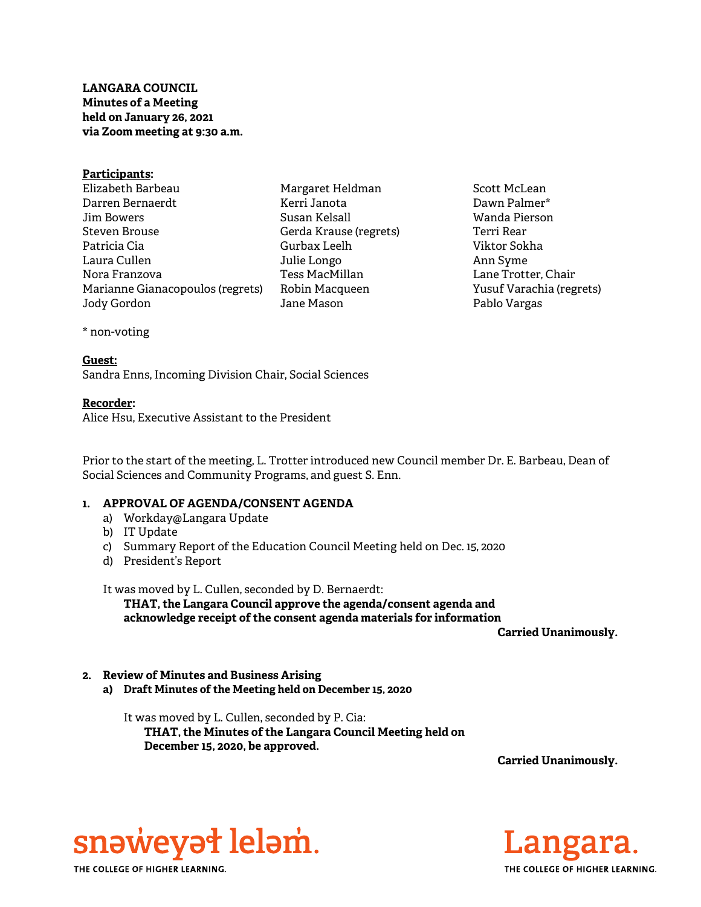**LANGARA COUNCIL**
**Minutes of a Meeting**
**held on January 26, 2021**
**via Zoom meeting at 9:30 a.m.**

**Participants:**

Elizabeth Barbeau
Darren Bernaerdt
Jim Bowers
Steven Brouse
Patricia Cia
Laura Cullen
Nora Franzova
Marianne Gianacopoulos (regrets)
Jody Gordon
Margaret Heldman
Kerri Janota
Susan Kelsall
Gerda Krause (regrets)
Gurbax Leelh
Julie Longo
Tess MacMillan
Robin Macqueen
Jane Mason
Scott McLean
Dawn Palmer*
Wanda Pierson
Terri Rear
Viktor Sokha
Ann Syme
Lane Trotter, Chair
Yusuf Varachia (regrets)
Pablo Vargas

* non-voting

**Guest:**
Sandra Enns, Incoming Division Chair, Social Sciences

**Recorder:**
Alice Hsu, Executive Assistant to the President

Prior to the start of the meeting, L. Trotter introduced new Council member Dr. E. Barbeau, Dean of Social Sciences and Community Programs, and guest S. Enn.

## 1. APPROVAL OF AGENDA/CONSENT AGENDA

a) Workday@Langara Update
b) IT Update
c) Summary Report of the Education Council Meeting held on Dec. 15, 2020
d) President's Report

It was moved by L. Cullen, seconded by D. Bernaerdt:
**THAT, the Langara Council approve the agenda/consent agenda and acknowledge receipt of the consent agenda materials for information**

**Carried Unanimously.**

## 2. Review of Minutes and Business Arising

**a) Draft Minutes of the Meeting held on December 15, 2020**

It was moved by L. Cullen, seconded by P. Cia:
**THAT, the Minutes of the Langara Council Meeting held on December 15, 2020, be approved.**

**Carried Unanimously.**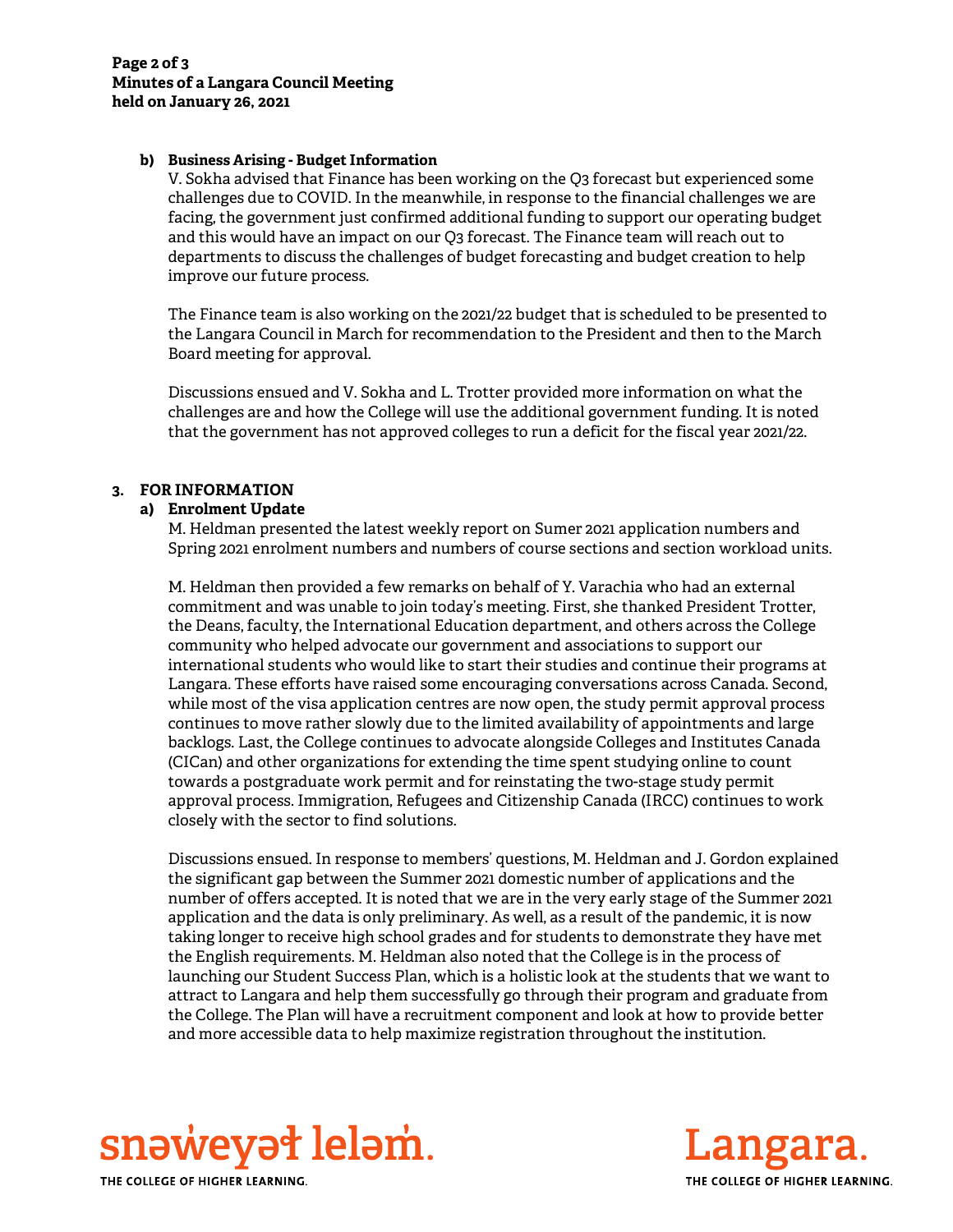**b) Business Arising - Budget Information**

V. Sokha advised that Finance has been working on the Q3 forecast but experienced some challenges due to COVID. In the meanwhile, in response to the financial challenges we are facing, the government just confirmed additional funding to support our operating budget and this would have an impact on our Q3 forecast. The Finance team will reach out to departments to discuss the challenges of budget forecasting and budget creation to help improve our future process.

The Finance team is also working on the 2021/22 budget that is scheduled to be presented to the Langara Council in March for recommendation to the President and then to the March Board meeting for approval.

Discussions ensued and V. Sokha and L. Trotter provided more information on what the challenges are and how the College will use the additional government funding. It is noted that the government has not approved colleges to run a deficit for the fiscal year 2021/22.

**3. FOR INFORMATION**

**a) Enrolment Update**

M. Heldman presented the latest weekly report on Sumer 2021 application numbers and Spring 2021 enrolment numbers and numbers of course sections and section workload units.

M. Heldman then provided a few remarks on behalf of Y. Varachia who had an external commitment and was unable to join today's meeting. First, she thanked President Trotter, the Deans, faculty, the International Education department, and others across the College community who helped advocate our government and associations to support our international students who would like to start their studies and continue their programs at Langara. These efforts have raised some encouraging conversations across Canada. Second, while most of the visa application centres are now open, the study permit approval process continues to move rather slowly due to the limited availability of appointments and large backlogs. Last, the College continues to advocate alongside Colleges and Institutes Canada (CICan) and other organizations for extending the time spent studying online to count towards a postgraduate work permit and for reinstating the two-stage study permit approval process. Immigration, Refugees and Citizenship Canada (IRCC) continues to work closely with the sector to find solutions.

Discussions ensued. In response to members' questions, M. Heldman and J. Gordon explained the significant gap between the Summer 2021 domestic number of applications and the number of offers accepted. It is noted that we are in the very early stage of the Summer 2021 application and the data is only preliminary. As well, as a result of the pandemic, it is now taking longer to receive high school grades and for students to demonstrate they have met the English requirements. M. Heldman also noted that the College is in the process of launching our Student Success Plan, which is a holistic look at the students that we want to attract to Langara and help them successfully go through their program and graduate from the College. The Plan will have a recruitment component and look at how to provide better and more accessible data to help maximize registration throughout the institution.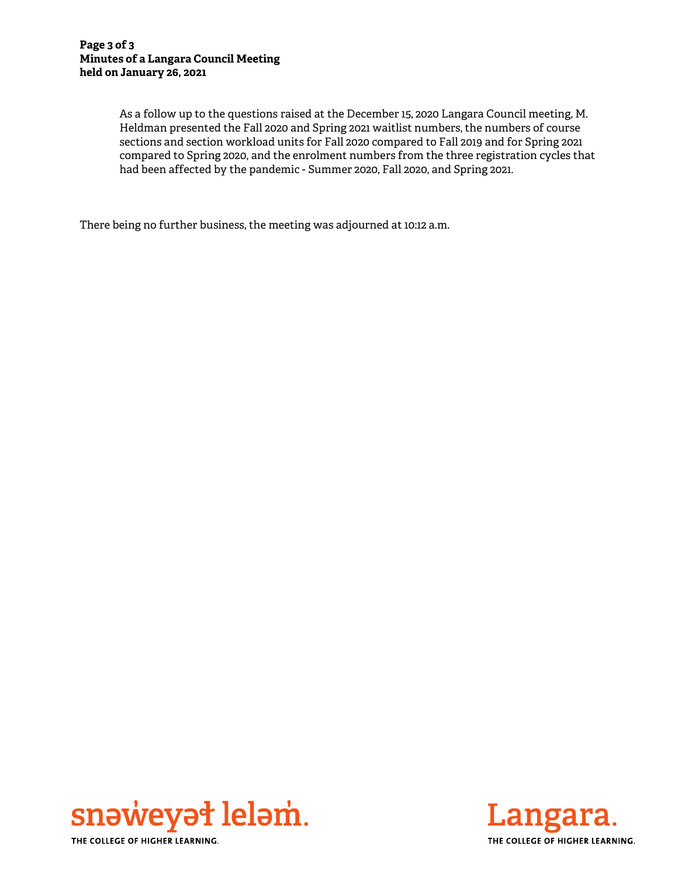As a follow up to the questions raised at the December 15, 2020 Langara Council meeting, M. Heldman presented the Fall 2020 and Spring 2021 waitlist numbers, the numbers of course sections and section workload units for Fall 2020 compared to Fall 2019 and for Spring 2021 compared to Spring 2020, and the enrolment numbers from the three registration cycles that had been affected by the pandemic - Summer 2020, Fall 2020, and Spring 2021.

There being no further business, the meeting was adjourned at 10:12 a.m.